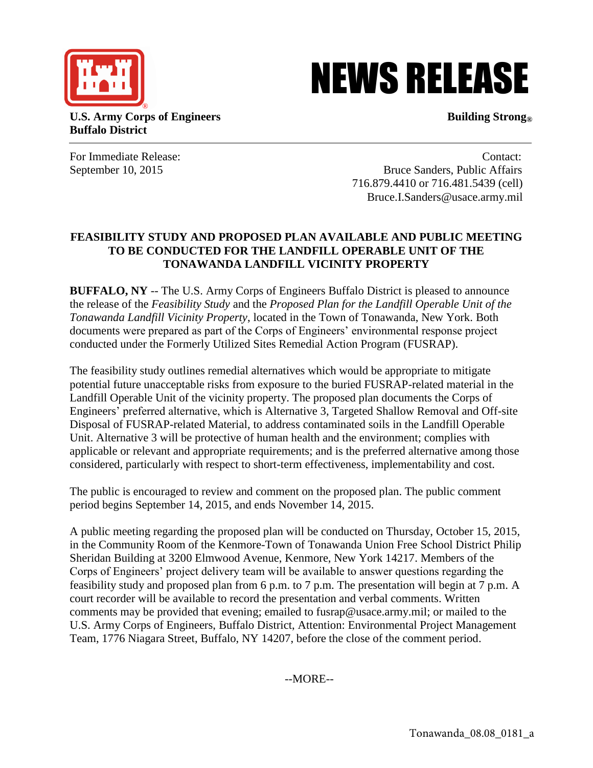# NEWS RELEASE

**U.S. Army Corps of Engineers**
**Buffalo District**

**Building Strong®**

For Immediate Release:
September 10, 2015

Contact:
Bruce Sanders, Public Affairs
716.879.4410 or 716.481.5439 (cell)
Bruce.I.Sanders@usace.army.mil

## FEASIBILITY STUDY AND PROPOSED PLAN AVAILABLE AND PUBLIC MEETING TO BE CONDUCTED FOR THE LANDFILL OPERABLE UNIT OF THE TONAWANDA LANDFILL VICINITY PROPERTY

**BUFFALO, NY** -- The U.S. Army Corps of Engineers Buffalo District is pleased to announce the release of the *Feasibility Study* and the *Proposed Plan for the Landfill Operable Unit of the Tonawanda Landfill Vicinity Property*, located in the Town of Tonawanda, New York. Both documents were prepared as part of the Corps of Engineers' environmental response project conducted under the Formerly Utilized Sites Remedial Action Program (FUSRAP).

The feasibility study outlines remedial alternatives which would be appropriate to mitigate potential future unacceptable risks from exposure to the buried FUSRAP-related material in the Landfill Operable Unit of the vicinity property. The proposed plan documents the Corps of Engineers' preferred alternative, which is Alternative 3, Targeted Shallow Removal and Off-site Disposal of FUSRAP-related Material, to address contaminated soils in the Landfill Operable Unit. Alternative 3 will be protective of human health and the environment; complies with applicable or relevant and appropriate requirements; and is the preferred alternative among those considered, particularly with respect to short-term effectiveness, implementability and cost.

The public is encouraged to review and comment on the proposed plan. The public comment period begins September 14, 2015, and ends November 14, 2015.

A public meeting regarding the proposed plan will be conducted on Thursday, October 15, 2015, in the Community Room of the Kenmore-Town of Tonawanda Union Free School District Philip Sheridan Building at 3200 Elmwood Avenue, Kenmore, New York 14217. Members of the Corps of Engineers' project delivery team will be available to answer questions regarding the feasibility study and proposed plan from 6 p.m. to 7 p.m. The presentation will begin at 7 p.m. A court recorder will be available to record the presentation and verbal comments. Written comments may be provided that evening; emailed to fusrap@usace.army.mil; or mailed to the U.S. Army Corps of Engineers, Buffalo District, Attention: Environmental Project Management Team, 1776 Niagara Street, Buffalo, NY 14207, before the close of the comment period.

--MORE--

Tonawanda_08.08_0181_a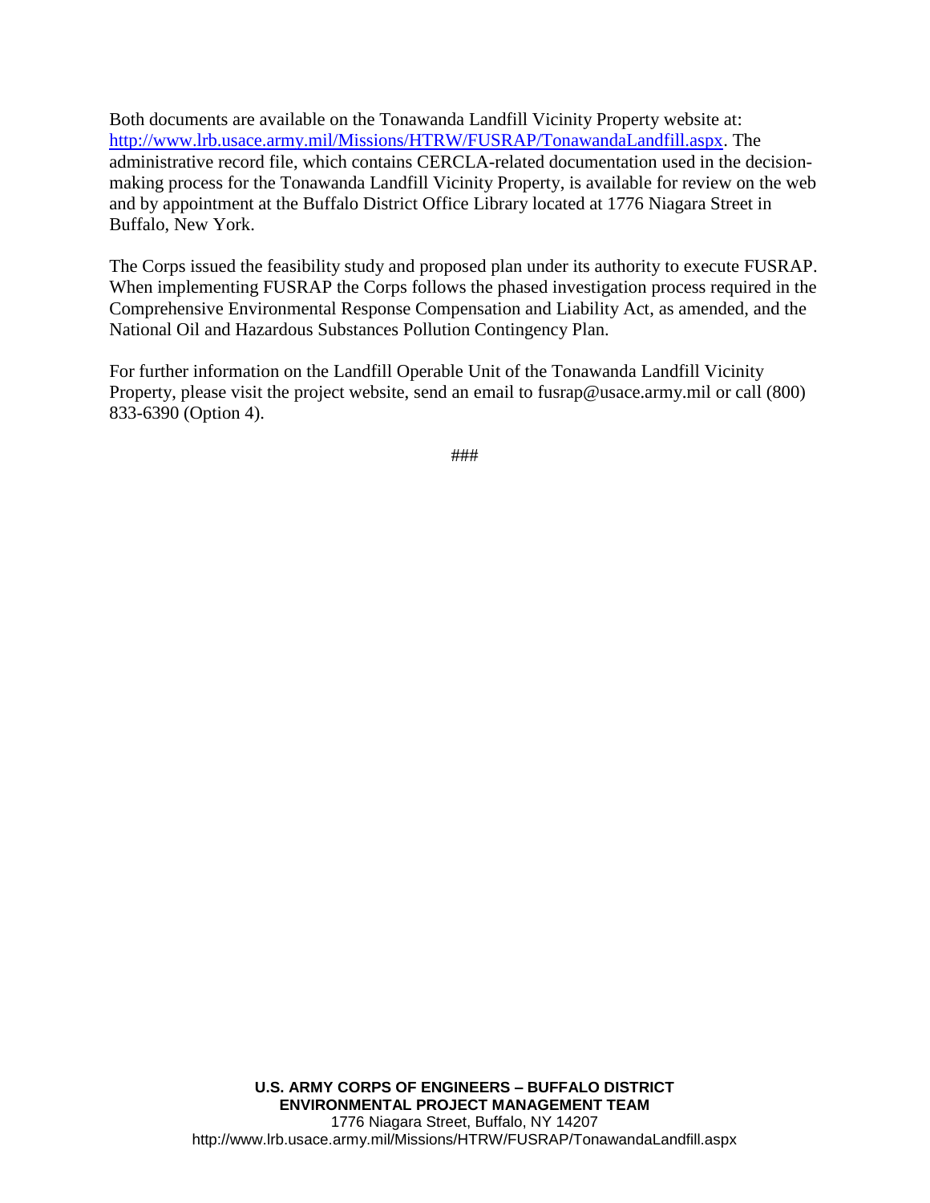Both documents are available on the Tonawanda Landfill Vicinity Property website at: [http://www.lrb.usace.army.mil/Missions/HTRW/FUSRAP/TonawandaLandfill.aspx](http://www.lrb.usace.army.mil/Missions/HTRW/FUSRAP/TonawandaLandfill.aspx). The administrative record file, which contains CERCLA-related documentation used in the decision-making process for the Tonawanda Landfill Vicinity Property, is available for review on the web and by appointment at the Buffalo District Office Library located at 1776 Niagara Street in Buffalo, New York.

The Corps issued the feasibility study and proposed plan under its authority to execute FUSRAP. When implementing FUSRAP the Corps follows the phased investigation process required in the Comprehensive Environmental Response Compensation and Liability Act, as amended, and the National Oil and Hazardous Substances Pollution Contingency Plan.

For further information on the Landfill Operable Unit of the Tonawanda Landfill Vicinity Property, please visit the project website, send an email to fusrap@usace.army.mil or call (800) 833-6390 (Option 4).

###

**U.S. ARMY CORPS OF ENGINEERS – BUFFALO DISTRICT**
**ENVIRONMENTAL PROJECT MANAGEMENT TEAM**
1776 Niagara Street, Buffalo, NY 14207
http://www.lrb.usace.army.mil/Missions/HTRW/FUSRAP/TonawandaLandfill.aspx